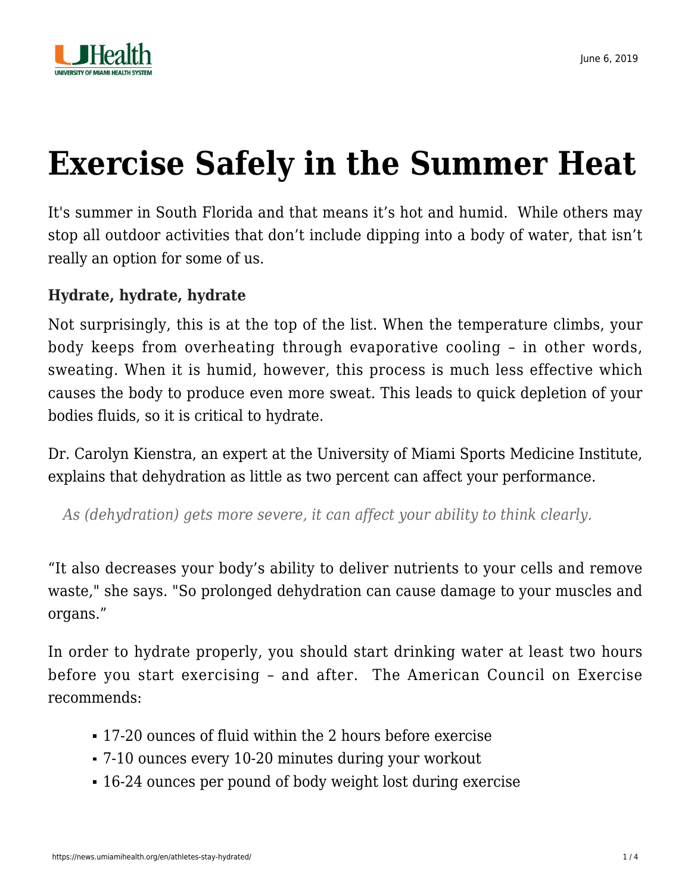# Exercise Safely in the Summer Heat

It's summer in South Florida and that means it's hot and humid. While others may stop all outdoor activities that don't include dipping into a body of water, that isn't really an option for some of us.

**Hydrate, hydrate, hydrate**

Not surprisingly, this is at the top of the list. When the temperature climbs, your body keeps from overheating through evaporative cooling – in other words, sweating. When it is humid, however, this process is much less effective which causes the body to produce even more sweat. This leads to quick depletion of your bodies fluids, so it is critical to hydrate.

Dr. Carolyn Kienstra, an expert at the University of Miami Sports Medicine Institute, explains that dehydration as little as two percent can affect your performance.

> *As (dehydration) gets more severe, it can affect your ability to think clearly.*

"It also decreases your body's ability to deliver nutrients to your cells and remove waste," she says. "So prolonged dehydration can cause damage to your muscles and organs."

In order to hydrate properly, you should start drinking water at least two hours before you start exercising – and after. The American Council on Exercise recommends:

- 17-20 ounces of fluid within the 2 hours before exercise
- 7-10 ounces every 10-20 minutes during your workout
- 16-24 ounces per pound of body weight lost during exercise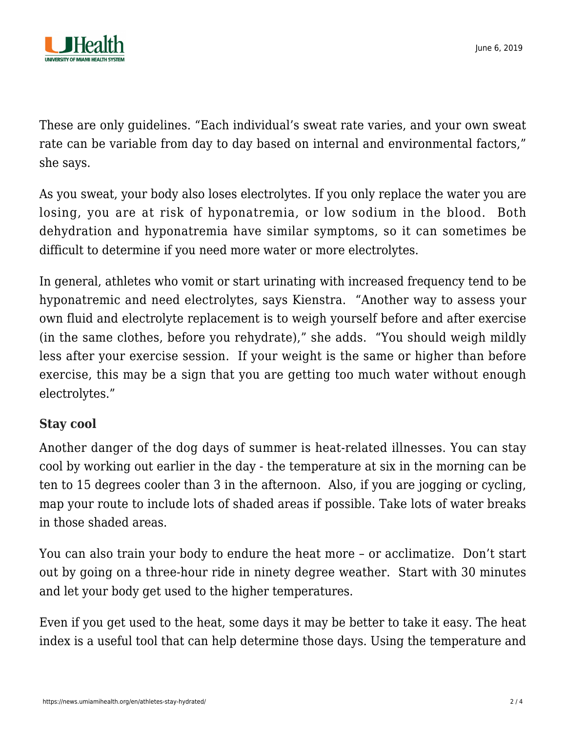These are only guidelines. "Each individual's sweat rate varies, and your own sweat rate can be variable from day to day based on internal and environmental factors," she says.

As you sweat, your body also loses electrolytes. If you only replace the water you are losing, you are at risk of hyponatremia, or low sodium in the blood. Both dehydration and hyponatremia have similar symptoms, so it can sometimes be difficult to determine if you need more water or more electrolytes.

In general, athletes who vomit or start urinating with increased frequency tend to be hyponatremic and need electrolytes, says Kienstra. "Another way to assess your own fluid and electrolyte replacement is to weigh yourself before and after exercise (in the same clothes, before you rehydrate)," she adds. "You should weigh mildly less after your exercise session. If your weight is the same or higher than before exercise, this may be a sign that you are getting too much water without enough electrolytes."

**Stay cool**

Another danger of the dog days of summer is heat-related illnesses. You can stay cool by working out earlier in the day - the temperature at six in the morning can be ten to 15 degrees cooler than 3 in the afternoon. Also, if you are jogging or cycling, map your route to include lots of shaded areas if possible. Take lots of water breaks in those shaded areas.

You can also train your body to endure the heat more – or acclimatize. Don't start out by going on a three-hour ride in ninety degree weather. Start with 30 minutes and let your body get used to the higher temperatures.

Even if you get used to the heat, some days it may be better to take it easy. The heat index is a useful tool that can help determine those days. Using the temperature and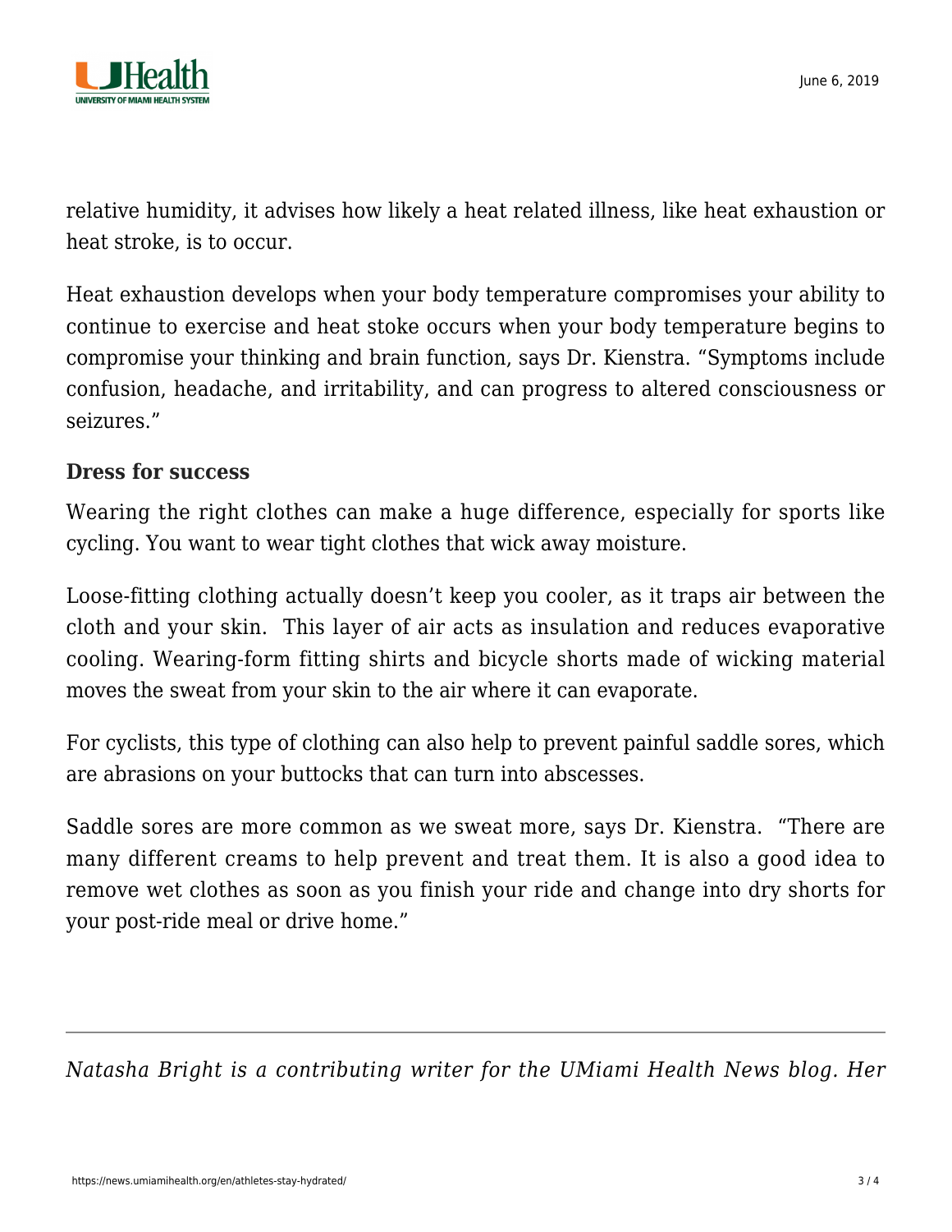relative humidity, it advises how likely a heat related illness, like heat exhaustion or heat stroke, is to occur.

Heat exhaustion develops when your body temperature compromises your ability to continue to exercise and heat stoke occurs when your body temperature begins to compromise your thinking and brain function, says Dr. Kienstra. "Symptoms include confusion, headache, and irritability, and can progress to altered consciousness or seizures."

**Dress for success**

Wearing the right clothes can make a huge difference, especially for sports like cycling. You want to wear tight clothes that wick away moisture.

Loose-fitting clothing actually doesn't keep you cooler, as it traps air between the cloth and your skin. This layer of air acts as insulation and reduces evaporative cooling. Wearing-form fitting shirts and bicycle shorts made of wicking material moves the sweat from your skin to the air where it can evaporate.

For cyclists, this type of clothing can also help to prevent painful saddle sores, which are abrasions on your buttocks that can turn into abscesses.

Saddle sores are more common as we sweat more, says Dr. Kienstra. "There are many different creams to help prevent and treat them. It is also a good idea to remove wet clothes as soon as you finish your ride and change into dry shorts for your post-ride meal or drive home."

---

*Natasha Bright is a contributing writer for the UMiami Health News blog. Her*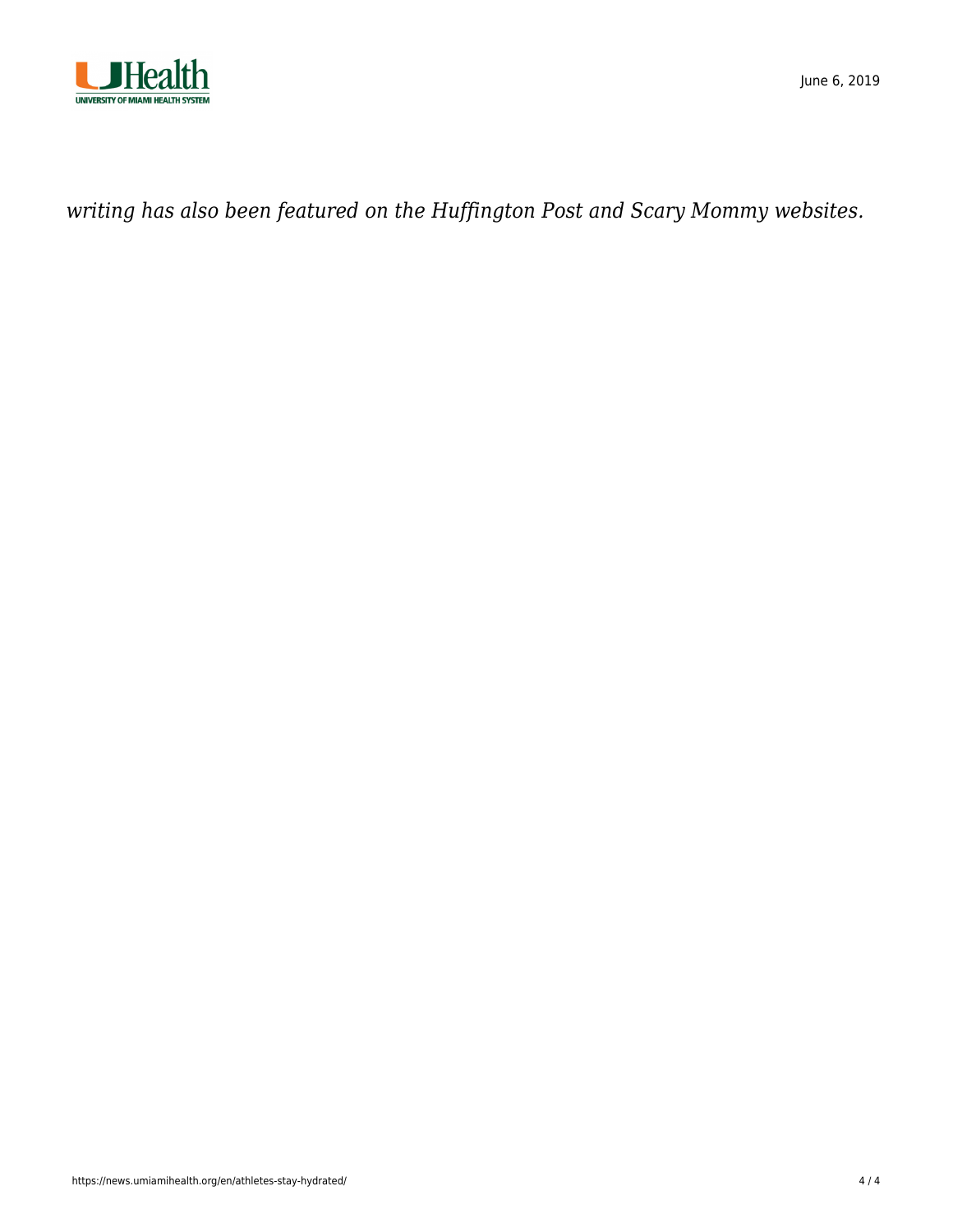*writing has also been featured on the Huffington Post and Scary Mommy websites.*